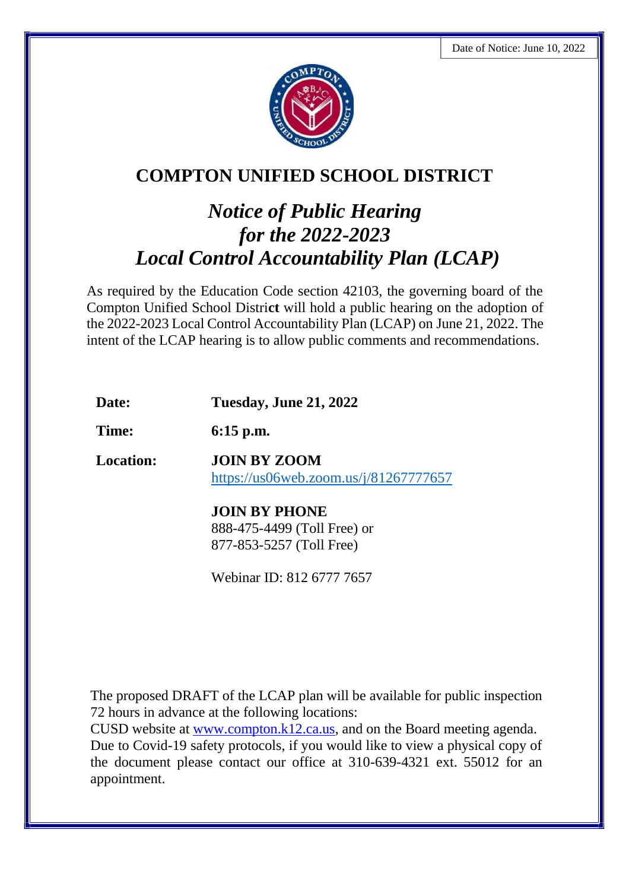Date of Notice: June 10, 2022

# COMPTON UNIFIED SCHOOL DISTRICT

## *Notice of Public Hearing for the 2022-2023 Local Control Accountability Plan (LCAP)*

As required by the Education Code section 42103, the governing board of the Compton Unified School District will hold a public hearing on the adoption of the 2022-2023 Local Control Accountability Plan (LCAP) on June 21, 2022. The intent of the LCAP hearing is to allow public comments and recommendations.

**Date:** **Tuesday, June 21, 2022**

**Time:** **6:15 p.m.**

**Location:** **JOIN BY ZOOM**
https://us06web.zoom.us/j/81267777657

**JOIN BY PHONE**
888-475-4499 (Toll Free) or
877-853-5257 (Toll Free)

Webinar ID: 812 6777 7657

The proposed DRAFT of the LCAP plan will be available for public inspection 72 hours in advance at the following locations:
CUSD website at www.compton.k12.ca.us, and on the Board meeting agenda.
Due to Covid-19 safety protocols, if you would like to view a physical copy of the document please contact our office at 310-639-4321 ext. 55012 for an appointment.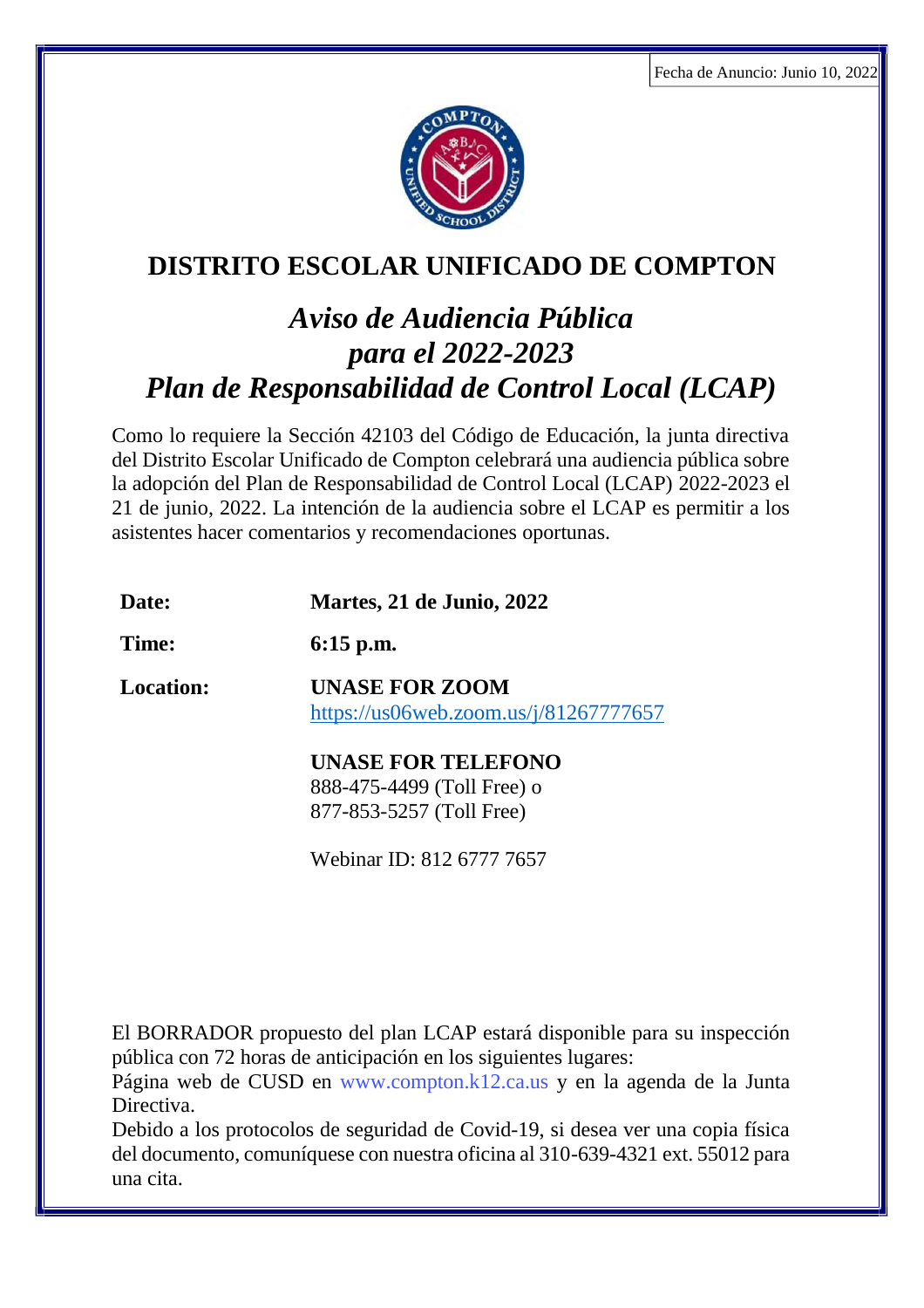Fecha de Anuncio: Junio 10, 2022

# DISTRITO ESCOLAR UNIFICADO DE COMPTON

## *Aviso de Audiencia Pública para el 2022-2023 Plan de Responsabilidad de Control Local (LCAP)*

Como lo requiere la Sección 42103 del Código de Educación, la junta directiva del Distrito Escolar Unificado de Compton celebrará una audiencia pública sobre la adopción del Plan de Responsabilidad de Control Local (LCAP) 2022-2023 el 21 de junio, 2022. La intención de la audiencia sobre el LCAP es permitir a los asistentes hacer comentarios y recomendaciones oportunas.

**Date:** **Martes, 21 de Junio, 2022**

**Time:** **6:15 p.m.**

**Location:** **UNASE FOR ZOOM**
https://us06web.zoom.us/j/81267777657

**UNASE FOR TELEFONO**
888-475-4499 (Toll Free) o
877-853-5257 (Toll Free)

Webinar ID: 812 6777 7657

El BORRADOR propuesto del plan LCAP estará disponible para su inspección pública con 72 horas de anticipación en los siguientes lugares:
Página web de CUSD en www.compton.k12.ca.us y en la agenda de la Junta Directiva.
Debido a los protocolos de seguridad de Covid-19, si desea ver una copia física del documento, comuníquese con nuestra oficina al 310-639-4321 ext. 55012 para una cita.